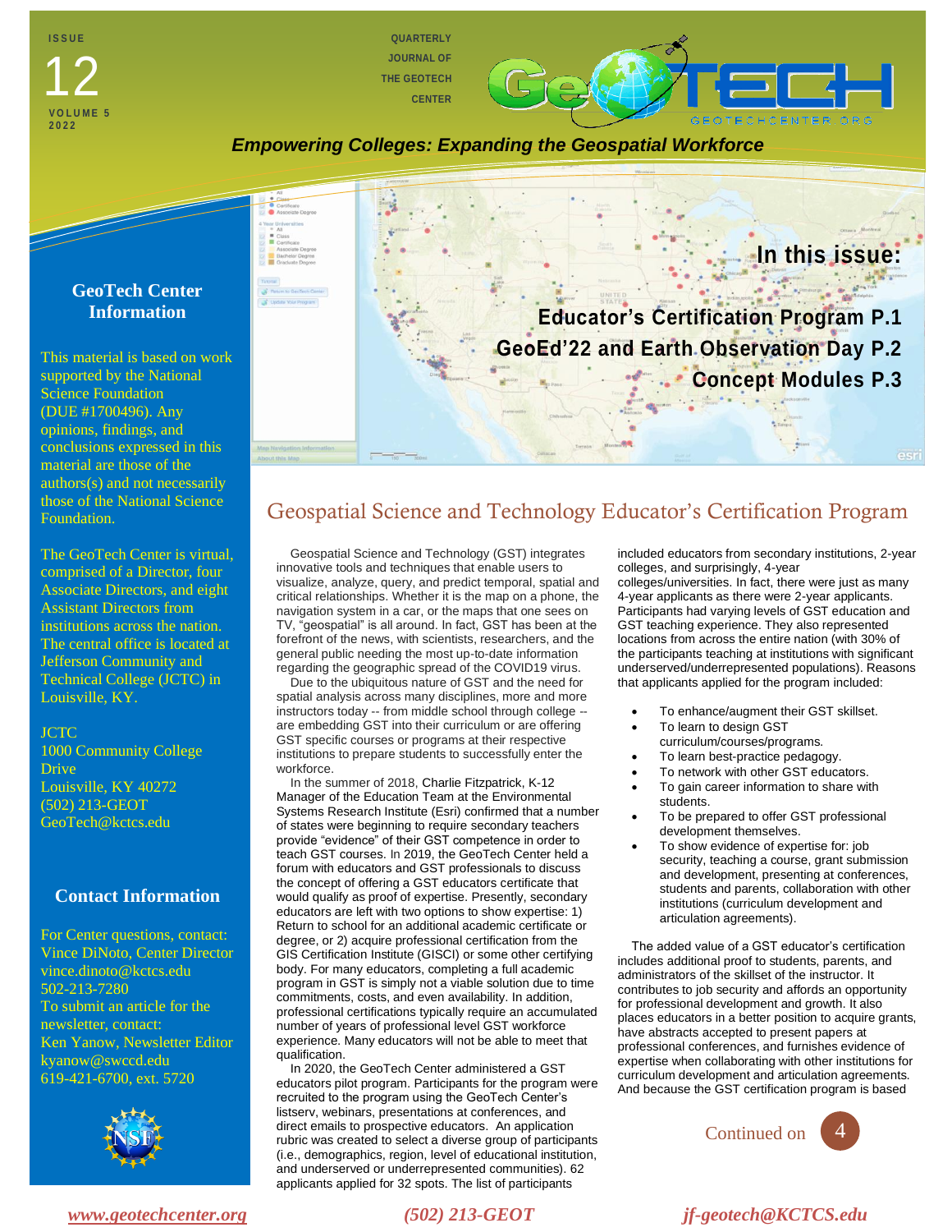ISSUE 12
VOLUME 5
2022

QUARTERLY JOURNAL OF THE GEOTECH CENTER

*Empowering Colleges: Expanding the Geospatial Workforce*

## In this issue:

**Educator's Certification Program P.1**
**GeoEd'22 and Earth Observation Day P.2**
**Concept Modules P.3**

### GeoTech Center Information

This material is based on work supported by the National Science Foundation (DUE #1700496). Any opinions, findings, and conclusions expressed in this material are those of the authors(s) and not necessarily those of the National Science Foundation.

The GeoTech Center is virtual, comprised of a Director, four Associate Directors, and eight Assistant Directors from institutions across the nation. The central office is located at Jefferson Community and Technical College (JCTC) in Louisville, KY.

JCTC
1000 Community College Drive
Louisville, KY 40272
(502) 213-GEOT
GeoTech@kctcs.edu

### Contact Information

For Center questions, contact:
Vince DiNoto, Center Director
vince.dinoto@kctcs.edu
502-213-7280
To submit an article for the newsletter, contact:
Ken Yanow, Newsletter Editor
kyanow@swccd.edu
619-421-6700, ext. 5720

# Geospatial Science and Technology Educator's Certification Program

Geospatial Science and Technology (GST) integrates innovative tools and techniques that enable users to visualize, analyze, query, and predict temporal, spatial and critical relationships. Whether it is the map on a phone, the navigation system in a car, or the maps that one sees on TV, "geospatial" is all around. In fact, GST has been at the forefront of the news, with scientists, researchers, and the general public needing the most up-to-date information regarding the geographic spread of the COVID19 virus.

Due to the ubiquitous nature of GST and the need for spatial analysis across many disciplines, more and more instructors today -- from middle school through college -- are embedding GST into their curriculum or are offering GST specific courses or programs at their respective institutions to prepare students to successfully enter the workforce.

In the summer of 2018, Charlie Fitzpatrick, K-12 Manager of the Education Team at the Environmental Systems Research Institute (Esri) confirmed that a number of states were beginning to require secondary teachers provide "evidence" of their GST competence in order to teach GST courses. In 2019, the GeoTech Center held a forum with educators and GST professionals to discuss the concept of offering a GST educators certificate that would qualify as proof of expertise. Presently, secondary educators are left with two options to show expertise: 1) Return to school for an additional academic certificate or degree, or 2) acquire professional certification from the GIS Certification Institute (GISCI) or some other certifying body. For many educators, completing a full academic program in GST is simply not a viable solution due to time commitments, costs, and even availability. In addition, professional certifications typically require an accumulated number of years of professional level GST workforce experience. Many educators will not be able to meet that qualification.

In 2020, the GeoTech Center administered a GST educators pilot program. Participants for the program were recruited to the program using the GeoTech Center's listserv, webinars, presentations at conferences, and direct emails to prospective educators. An application rubric was created to select a diverse group of participants (i.e., demographics, region, level of educational institution, and underserved or underrepresented communities). 62 applicants applied for 32 spots. The list of participants included educators from secondary institutions, 2-year colleges, and surprisingly, 4-year colleges/universities. In fact, there were just as many 4-year applicants as there were 2-year applicants. Participants had varying levels of GST education and GST teaching experience. They also represented locations from across the entire nation (with 30% of the participants teaching at institutions with significant underserved/underrepresented populations). Reasons that applicants applied for the program included:

- To enhance/augment their GST skillset.
- To learn to design GST curriculum/courses/programs.
- To learn best-practice pedagogy.
- To network with other GST educators.
- To gain career information to share with students.
- To be prepared to offer GST professional development themselves.
- To show evidence of expertise for: job security, teaching a course, grant submission and development, presenting at conferences, students and parents, collaboration with other institutions (curriculum development and articulation agreements).

The added value of a GST educator's certification includes additional proof to students, parents, and administrators of the skillset of the instructor. It contributes to job security and affords an opportunity for professional development and growth. It also places educators in a better position to acquire grants, have abstracts accepted to present papers at professional conferences, and furnishes evidence of expertise when collaborating with other institutions for curriculum development and articulation agreements. And because the GST certification program is based

Continued on 4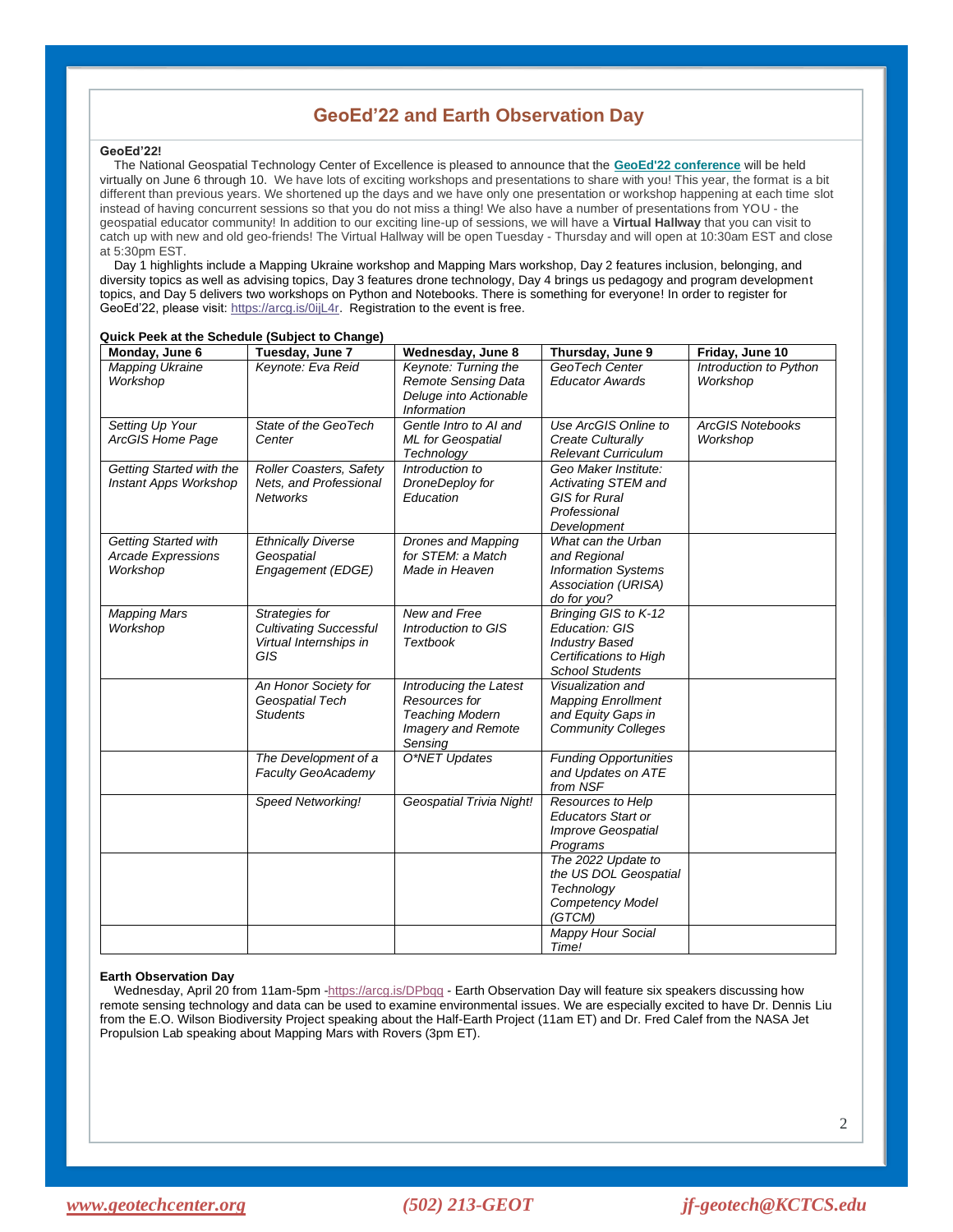# GeoEd'22 and Earth Observation Day

**GeoEd'22!**

The National Geospatial Technology Center of Excellence is pleased to announce that the **GeoEd'22 conference** will be held virtually on June 6 through 10. We have lots of exciting workshops and presentations to share with you! This year, the format is a bit different than previous years. We shortened up the days and we have only one presentation or workshop happening at each time slot instead of having concurrent sessions so that you do not miss a thing! We also have a number of presentations from YOU - the geospatial educator community! In addition to our exciting line-up of sessions, we will have a **Virtual Hallway** that you can visit to catch up with new and old geo-friends! The Virtual Hallway will be open Tuesday - Thursday and will open at 10:30am EST and close at 5:30pm EST.

Day 1 highlights include a Mapping Ukraine workshop and Mapping Mars workshop, Day 2 features inclusion, belonging, and diversity topics as well as advising topics, Day 3 features drone technology, Day 4 brings us pedagogy and program development topics, and Day 5 delivers two workshops on Python and Notebooks. There is something for everyone! In order to register for GeoEd'22, please visit: https://arcg.is/0ijL4r. Registration to the event is free.

**Quick Peek at the Schedule (Subject to Change)**

| Monday, June 6 | Tuesday, June 7 | Wednesday, June 8 | Thursday, June 9 | Friday, June 10 |
|---|---|---|---|---|
| *Mapping Ukraine Workshop* | *Keynote: Eva Reid* | *Keynote: Turning the Remote Sensing Data Deluge into Actionable Information* | *GeoTech Center Educator Awards* | *Introduction to Python Workshop* |
| *Setting Up Your ArcGIS Home Page* | *State of the GeoTech Center* | *Gentle Intro to AI and ML for Geospatial Technology* | *Use ArcGIS Online to Create Culturally Relevant Curriculum* | *ArcGIS Notebooks Workshop* |
| *Getting Started with the Instant Apps Workshop* | *Roller Coasters, Safety Nets, and Professional Networks* | *Introduction to DroneDeploy for Education* | *Geo Maker Institute: Activating STEM and GIS for Rural Professional Development* | |
| *Getting Started with Arcade Expressions Workshop* | *Ethnically Diverse Geospatial Engagement (EDGE)* | *Drones and Mapping for STEM: a Match Made in Heaven* | *What can the Urban and Regional Information Systems Association (URISA) do for you?* | |
| *Mapping Mars Workshop* | *Strategies for Cultivating Successful Virtual Internships in GIS* | *New and Free Introduction to GIS Textbook* | *Bringing GIS to K-12 Education: GIS Industry Based Certifications to High School Students* | |
| | *An Honor Society for Geospatial Tech Students* | *Introducing the Latest Resources for Teaching Modern Imagery and Remote Sensing* | *Visualization and Mapping Enrollment and Equity Gaps in Community Colleges* | |
| | *The Development of a Faculty GeoAcademy* | *O*NET Updates* | *Funding Opportunities and Updates on ATE from NSF* | |
| | *Speed Networking!* | *Geospatial Trivia Night!* | *Resources to Help Educators Start or Improve Geospatial Programs* | |
| | | | *The 2022 Update to the US DOL Geospatial Technology Competency Model (GTCM)* | |
| | | | *Mappy Hour Social Time!* | |

**Earth Observation Day**

Wednesday, April 20 from 11am-5pm -https://arcg.is/DPbqq - Earth Observation Day will feature six speakers discussing how remote sensing technology and data can be used to examine environmental issues. We are especially excited to have Dr. Dennis Liu from the E.O. Wilson Biodiversity Project speaking about the Half-Earth Project (11am ET) and Dr. Fred Calef from the NASA Jet Propulsion Lab speaking about Mapping Mars with Rovers (3pm ET).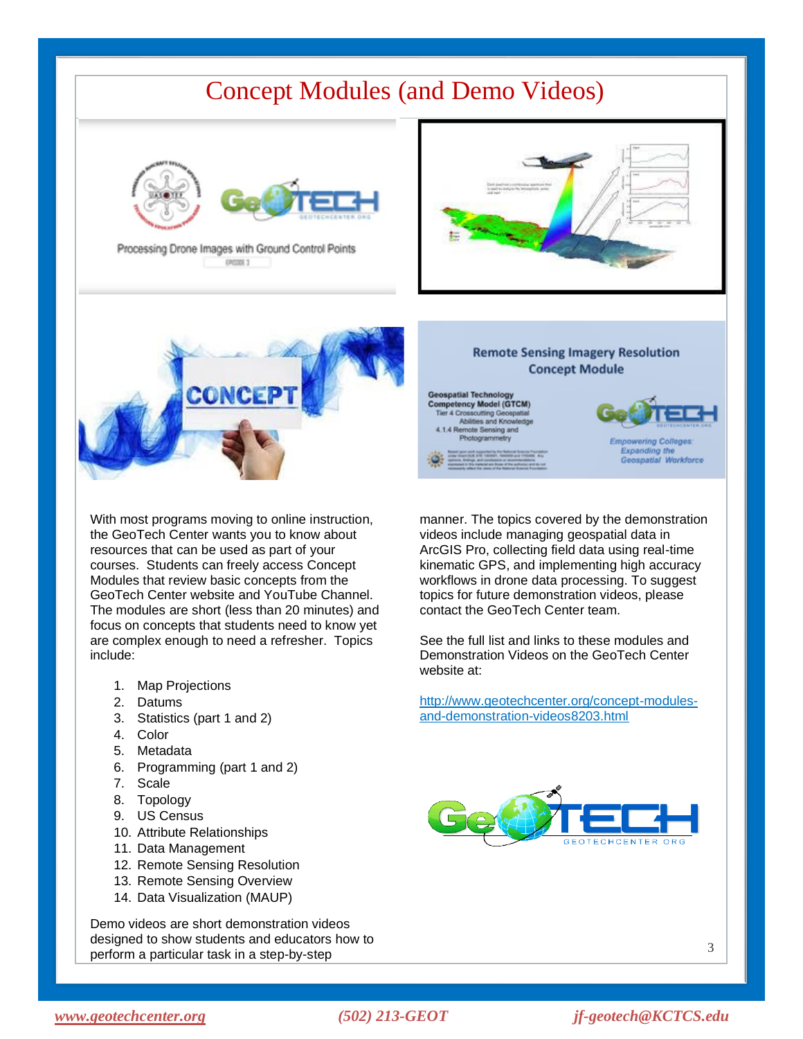# Concept Modules (and Demo Videos)

With most programs moving to online instruction, the GeoTech Center wants you to know about resources that can be used as part of your courses. Students can freely access Concept Modules that review basic concepts from the GeoTech Center website and YouTube Channel. The modules are short (less than 20 minutes) and focus on concepts that students need to know yet are complex enough to need a refresher. Topics include:

1. Map Projections
2. Datums
3. Statistics (part 1 and 2)
4. Color
5. Metadata
6. Programming (part 1 and 2)
7. Scale
8. Topology
9. US Census
10. Attribute Relationships
11. Data Management
12. Remote Sensing Resolution
13. Remote Sensing Overview
14. Data Visualization (MAUP)

Demo videos are short demonstration videos designed to show students and educators how to perform a particular task in a step-by-step manner. The topics covered by the demonstration videos include managing geospatial data in ArcGIS Pro, collecting field data using real-time kinematic GPS, and implementing high accuracy workflows in drone data processing. To suggest topics for future demonstration videos, please contact the GeoTech Center team.

See the full list and links to these modules and Demonstration Videos on the GeoTech Center website at:

http://www.geotechcenter.org/concept-modules-and-demonstration-videos8203.html

*www.geotechcenter.org* *(502) 213-GEOT* *jf-geotech@KCTCS.edu*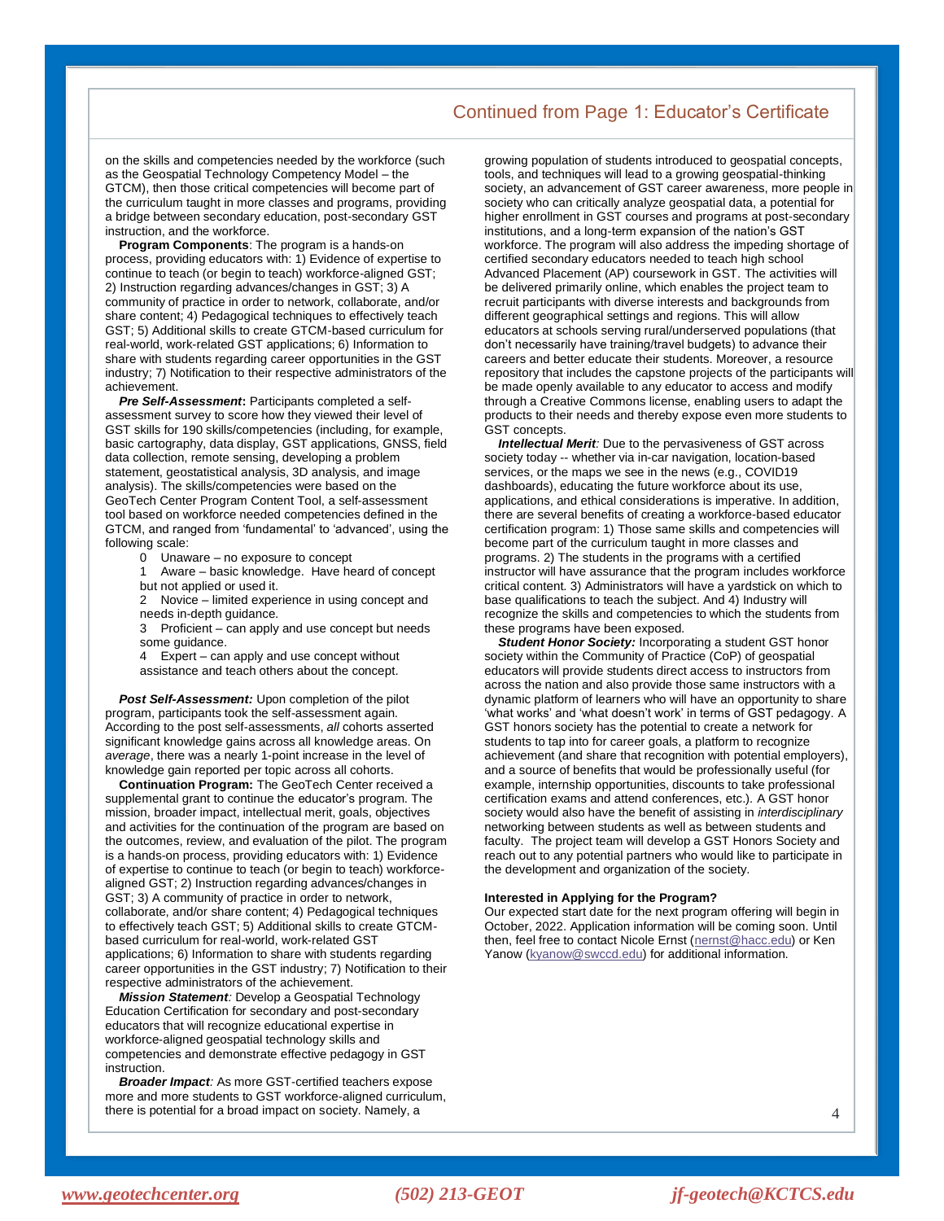## Continued from Page 1: Educator's Certificate

on the skills and competencies needed by the workforce (such as the Geospatial Technology Competency Model – the GTCM), then those critical competencies will become part of the curriculum taught in more classes and programs, providing a bridge between secondary education, post-secondary GST instruction, and the workforce.

**Program Components**: The program is a hands-on process, providing educators with: 1) Evidence of expertise to continue to teach (or begin to teach) workforce-aligned GST; 2) Instruction regarding advances/changes in GST; 3) A community of practice in order to network, collaborate, and/or share content; 4) Pedagogical techniques to effectively teach GST; 5) Additional skills to create GTCM-based curriculum for real-world, work-related GST applications; 6) Information to share with students regarding career opportunities in the GST industry; 7) Notification to their respective administrators of the achievement.

***Pre Self-Assessment*****:** Participants completed a self-assessment survey to score how they viewed their level of GST skills for 190 skills/competencies (including, for example, basic cartography, data display, GST applications, GNSS, field data collection, remote sensing, developing a problem statement, geostatistical analysis, 3D analysis, and image analysis). The skills/competencies were based on the GeoTech Center Program Content Tool, a self-assessment tool based on workforce needed competencies defined in the GTCM, and ranged from 'fundamental' to 'advanced', using the following scale:

0 Unaware – no exposure to concept

1 Aware – basic knowledge. Have heard of concept but not applied or used it.

2 Novice – limited experience in using concept and needs in-depth guidance.

3 Proficient – can apply and use concept but needs some guidance.

4 Expert – can apply and use concept without assistance and teach others about the concept.

***Post Self-Assessment:*** Upon completion of the pilot program, participants took the self-assessment again. According to the post self-assessments, *all* cohorts asserted significant knowledge gains across all knowledge areas. On *average*, there was a nearly 1-point increase in the level of knowledge gain reported per topic across all cohorts.

**Continuation Program:** The GeoTech Center received a supplemental grant to continue the educator's program. The mission, broader impact, intellectual merit, goals, objectives and activities for the continuation of the program are based on the outcomes, review, and evaluation of the pilot. The program is a hands-on process, providing educators with: 1) Evidence of expertise to continue to teach (or begin to teach) workforce-aligned GST; 2) Instruction regarding advances/changes in GST; 3) A community of practice in order to network, collaborate, and/or share content; 4) Pedagogical techniques to effectively teach GST; 5) Additional skills to create GTCM-based curriculum for real-world, work-related GST applications; 6) Information to share with students regarding career opportunities in the GST industry; 7) Notification to their respective administrators of the achievement.

***Mission Statement****:* Develop a Geospatial Technology Education Certification for secondary and post-secondary educators that will recognize educational expertise in workforce-aligned geospatial technology skills and competencies and demonstrate effective pedagogy in GST instruction.

***Broader Impact****:* As more GST-certified teachers expose more and more students to GST workforce-aligned curriculum, there is potential for a broad impact on society. Namely, a growing population of students introduced to geospatial concepts, tools, and techniques will lead to a growing geospatial-thinking society, an advancement of GST career awareness, more people in society who can critically analyze geospatial data, a potential for higher enrollment in GST courses and programs at post-secondary institutions, and a long-term expansion of the nation's GST workforce. The program will also address the impeding shortage of certified secondary educators needed to teach high school Advanced Placement (AP) coursework in GST. The activities will be delivered primarily online, which enables the project team to recruit participants with diverse interests and backgrounds from different geographical settings and regions. This will allow educators at schools serving rural/underserved populations (that don't necessarily have training/travel budgets) to advance their careers and better educate their students. Moreover, a resource repository that includes the capstone projects of the participants will be made openly available to any educator to access and modify through a Creative Commons license, enabling users to adapt the products to their needs and thereby expose even more students to GST concepts.

***Intellectual Merit****:* Due to the pervasiveness of GST across society today -- whether via in-car navigation, location-based services, or the maps we see in the news (e.g., COVID19 dashboards), educating the future workforce about its use, applications, and ethical considerations is imperative. In addition, there are several benefits of creating a workforce-based educator certification program: 1) Those same skills and competencies will become part of the curriculum taught in more classes and programs. 2) The students in the programs with a certified instructor will have assurance that the program includes workforce critical content. 3) Administrators will have a yardstick on which to base qualifications to teach the subject. And 4) Industry will recognize the skills and competencies to which the students from these programs have been exposed.

***Student Honor Society:*** Incorporating a student GST honor society within the Community of Practice (CoP) of geospatial educators will provide students direct access to instructors from across the nation and also provide those same instructors with a dynamic platform of learners who will have an opportunity to share 'what works' and 'what doesn't work' in terms of GST pedagogy. A GST honors society has the potential to create a network for students to tap into for career goals, a platform to recognize achievement (and share that recognition with potential employers), and a source of benefits that would be professionally useful (for example, internship opportunities, discounts to take professional certification exams and attend conferences, etc.). A GST honor society would also have the benefit of assisting in *interdisciplinary* networking between students as well as between students and faculty. The project team will develop a GST Honors Society and reach out to any potential partners who would like to participate in the development and organization of the society.

**Interested in Applying for the Program?**

Our expected start date for the next program offering will begin in October, 2022. Application information will be coming soon. Until then, feel free to contact Nicole Ernst (nernst@hacc.edu) or Ken Yanow (kyanow@swccd.edu) for additional information.